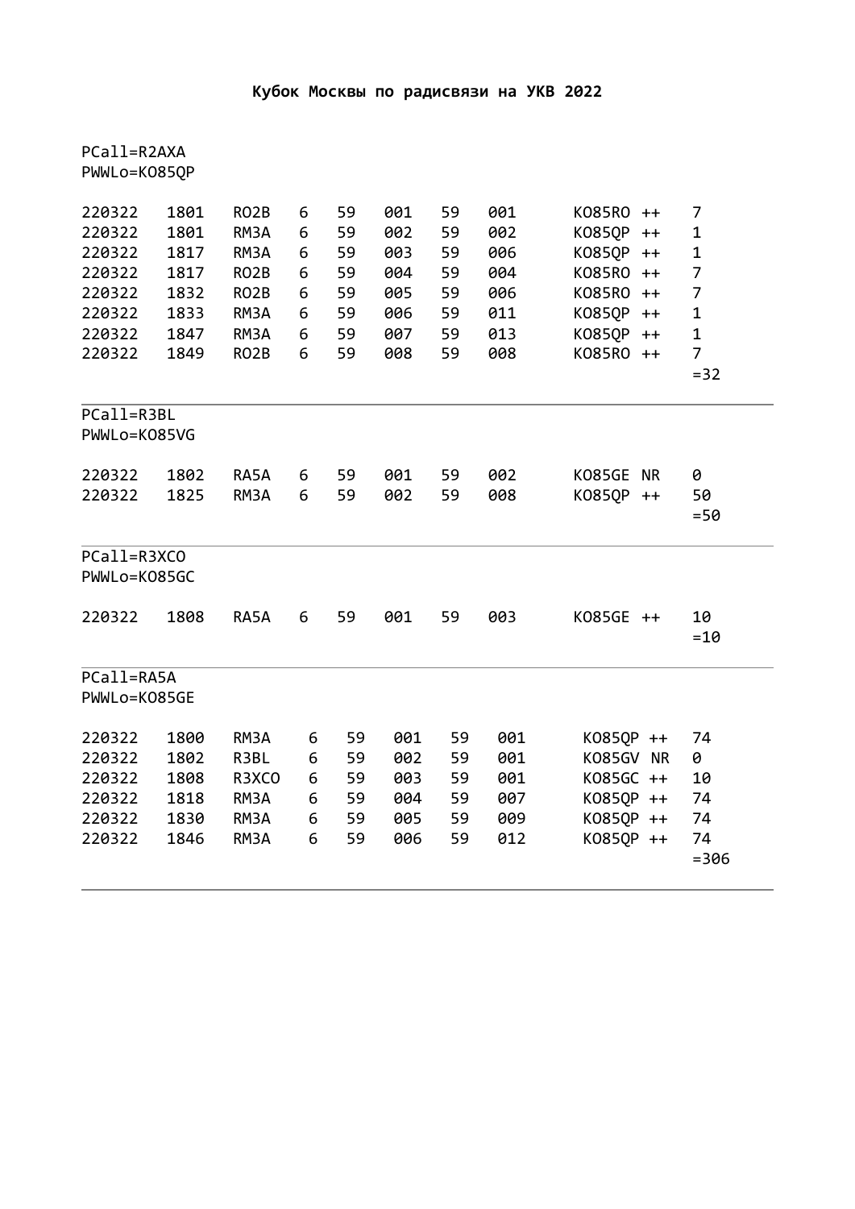# Кубок Москвы по радисвязи на УКВ 2022

```
PCall=R2AXA
PWWLo=KO85QP

220322   1801   RO2B   6   59   001   59   001      KO85RO ++    7
220322   1801   RM3A   6   59   002   59   002      KO85QP ++    1
220322   1817   RM3A   6   59   003   59   006      KO85QP ++    1
220322   1817   RO2B   6   59   004   59   004      KO85RO ++    7
220322   1832   RO2B   6   59   005   59   006      KO85RO ++    7
220322   1833   RM3A   6   59   006   59   011      KO85QP ++    1
220322   1847   RM3A   6   59   007   59   013      KO85QP ++    1
220322   1849   RO2B   6   59   008   59   008      KO85RO ++    7
                                                               =32
```

---

```
PCall=R3BL
PWWLo=KO85VG

220322   1802   RA5A   6   59   001   59   002      KO85GE NR    0
220322   1825   RM3A   6   59   002   59   008      KO85QP ++    50
                                                               =50
```

---

```
PCall=R3XCO
PWWLo=KO85GC

220322   1808   RA5A   6   59   001   59   003      KO85GE ++    10
                                                               =10
```

---

```
PCall=RA5A
PWWLo=KO85GE

220322   1800   RM3A    6   59   001   59   001     KO85QP ++    74
220322   1802   R3BL    6   59   002   59   001     KO85GV NR    0
220322   1808   R3XCO   6   59   003   59   001     KO85GC ++    10
220322   1818   RM3A    6   59   004   59   007     KO85QP ++    74
220322   1830   RM3A    6   59   005   59   009     KO85QP ++    74
220322   1846   RM3A    6   59   006   59   012     KO85QP ++    74
                                                               =306
```

---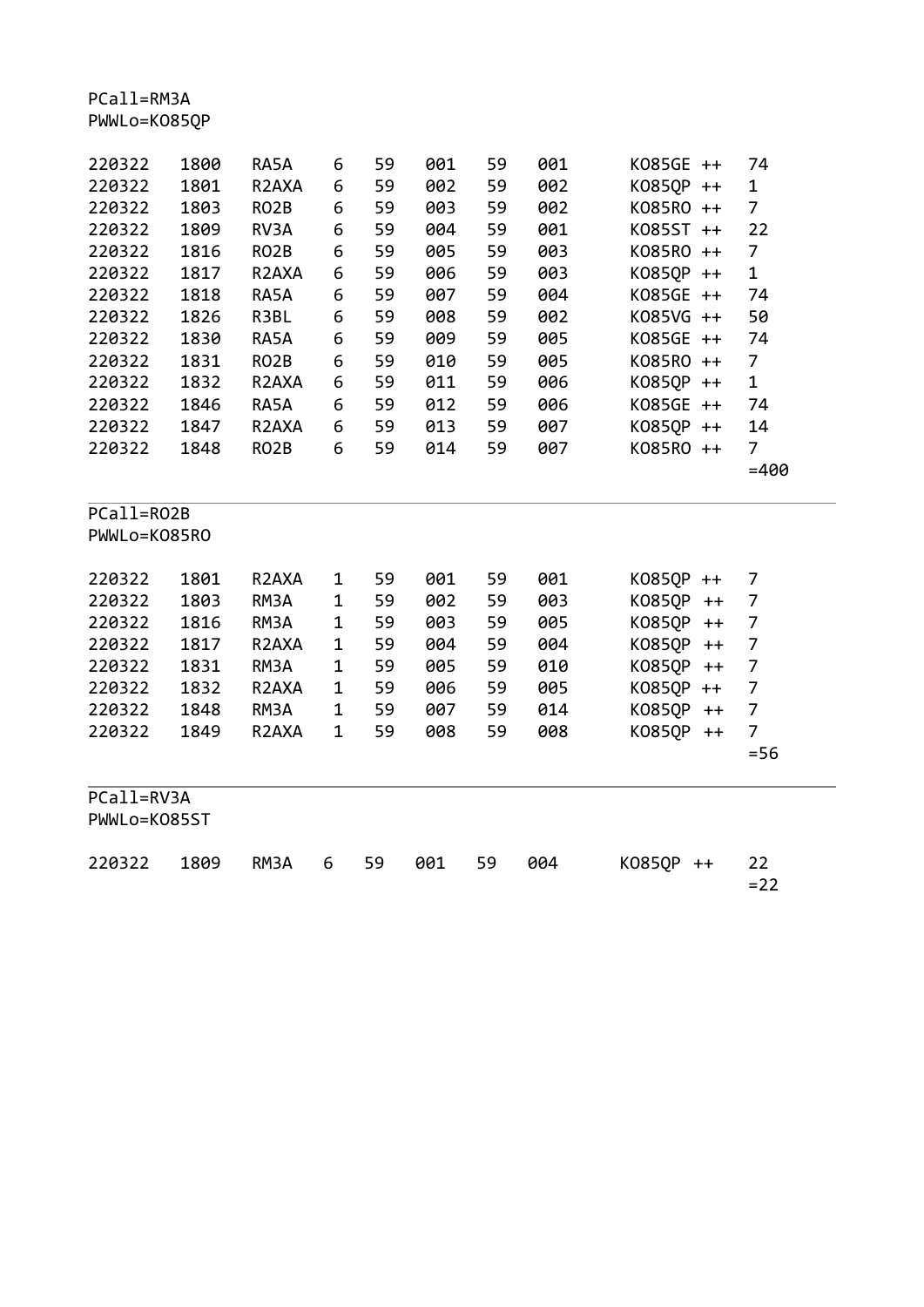PCall=RM3A
PWWLo=KO85QP

| | | | | | | | | | |
|---|---|---|---|---|---|---|---|---|---|
| 220322 | 1800 | RA5A | 6 | 59 | 001 | 59 | 001 | KO85GE ++ | 74 |
| 220322 | 1801 | R2AXA | 6 | 59 | 002 | 59 | 002 | KO85QP ++ | 1 |
| 220322 | 1803 | RO2B | 6 | 59 | 003 | 59 | 002 | KO85RO ++ | 7 |
| 220322 | 1809 | RV3A | 6 | 59 | 004 | 59 | 001 | KO85ST ++ | 22 |
| 220322 | 1816 | RO2B | 6 | 59 | 005 | 59 | 003 | KO85RO ++ | 7 |
| 220322 | 1817 | R2AXA | 6 | 59 | 006 | 59 | 003 | KO85QP ++ | 1 |
| 220322 | 1818 | RA5A | 6 | 59 | 007 | 59 | 004 | KO85GE ++ | 74 |
| 220322 | 1826 | R3BL | 6 | 59 | 008 | 59 | 002 | KO85VG ++ | 50 |
| 220322 | 1830 | RA5A | 6 | 59 | 009 | 59 | 005 | KO85GE ++ | 74 |
| 220322 | 1831 | RO2B | 6 | 59 | 010 | 59 | 005 | KO85RO ++ | 7 |
| 220322 | 1832 | R2AXA | 6 | 59 | 011 | 59 | 006 | KO85QP ++ | 1 |
| 220322 | 1846 | RA5A | 6 | 59 | 012 | 59 | 006 | KO85GE ++ | 74 |
| 220322 | 1847 | R2AXA | 6 | 59 | 013 | 59 | 007 | KO85QP ++ | 14 |
| 220322 | 1848 | RO2B | 6 | 59 | 014 | 59 | 007 | KO85RO ++ | 7 |
| | | | | | | | | | =400 |

PCall=RO2B
PWWLo=KO85RO

| | | | | | | | | | |
|---|---|---|---|---|---|---|---|---|---|
| 220322 | 1801 | R2AXA | 1 | 59 | 001 | 59 | 001 | KO85QP ++ | 7 |
| 220322 | 1803 | RM3A | 1 | 59 | 002 | 59 | 003 | KO85QP ++ | 7 |
| 220322 | 1816 | RM3A | 1 | 59 | 003 | 59 | 005 | KO85QP ++ | 7 |
| 220322 | 1817 | R2AXA | 1 | 59 | 004 | 59 | 004 | KO85QP ++ | 7 |
| 220322 | 1831 | RM3A | 1 | 59 | 005 | 59 | 010 | KO85QP ++ | 7 |
| 220322 | 1832 | R2AXA | 1 | 59 | 006 | 59 | 005 | KO85QP ++ | 7 |
| 220322 | 1848 | RM3A | 1 | 59 | 007 | 59 | 014 | KO85QP ++ | 7 |
| 220322 | 1849 | R2AXA | 1 | 59 | 008 | 59 | 008 | KO85QP ++ | 7 |
| | | | | | | | | | =56 |

PCall=RV3A
PWWLo=KO85ST

| | | | | | | | | | |
|---|---|---|---|---|---|---|---|---|---|
| 220322 | 1809 | RM3A | 6 | 59 | 001 | 59 | 004 | KO85QP ++ | 22 |
| | | | | | | | | | =22 |